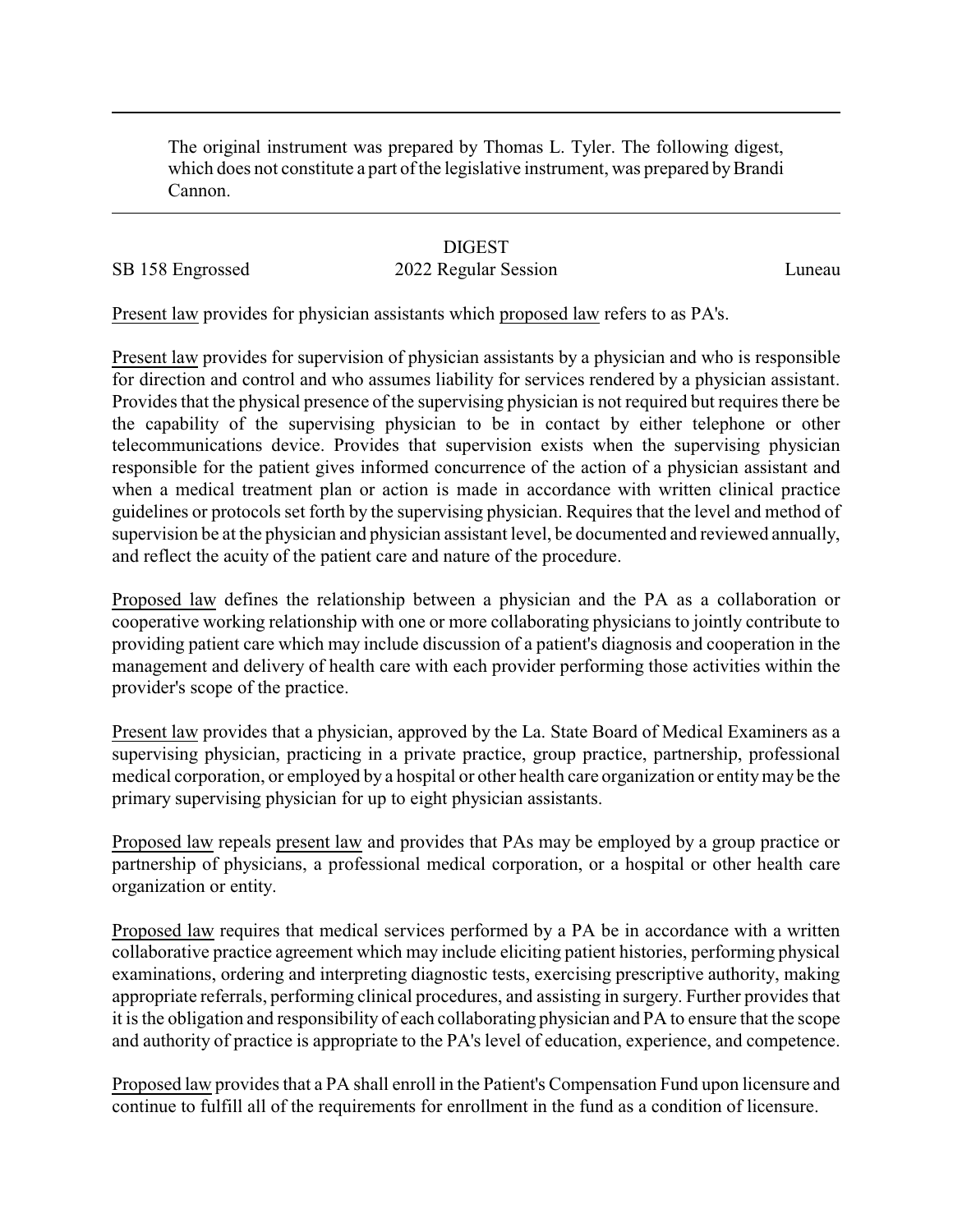The original instrument was prepared by Thomas L. Tyler. The following digest, which does not constitute a part of the legislative instrument, was prepared by Brandi Cannon.

# DIGEST

SB 158 Engrossed — 2022 Regular Session — Luneau

Present law provides for physician assistants which proposed law refers to as PA's.

Present law provides for supervision of physician assistants by a physician and who is responsible for direction and control and who assumes liability for services rendered by a physician assistant. Provides that the physical presence of the supervising physician is not required but requires there be the capability of the supervising physician to be in contact by either telephone or other telecommunications device. Provides that supervision exists when the supervising physician responsible for the patient gives informed concurrence of the action of a physician assistant and when a medical treatment plan or action is made in accordance with written clinical practice guidelines or protocols set forth by the supervising physician. Requires that the level and method of supervision be at the physician and physician assistant level, be documented and reviewed annually, and reflect the acuity of the patient care and nature of the procedure.

Proposed law defines the relationship between a physician and the PA as a collaboration or cooperative working relationship with one or more collaborating physicians to jointly contribute to providing patient care which may include discussion of a patient's diagnosis and cooperation in the management and delivery of health care with each provider performing those activities within the provider's scope of the practice.

Present law provides that a physician, approved by the La. State Board of Medical Examiners as a supervising physician, practicing in a private practice, group practice, partnership, professional medical corporation, or employed by a hospital or other health care organization or entity may be the primary supervising physician for up to eight physician assistants.

Proposed law repeals present law and provides that PAs may be employed by a group practice or partnership of physicians, a professional medical corporation, or a hospital or other health care organization or entity.

Proposed law requires that medical services performed by a PA be in accordance with a written collaborative practice agreement which may include eliciting patient histories, performing physical examinations, ordering and interpreting diagnostic tests, exercising prescriptive authority, making appropriate referrals, performing clinical procedures, and assisting in surgery. Further provides that it is the obligation and responsibility of each collaborating physician and PA to ensure that the scope and authority of practice is appropriate to the PA's level of education, experience, and competence.

Proposed law provides that a PA shall enroll in the Patient's Compensation Fund upon licensure and continue to fulfill all of the requirements for enrollment in the fund as a condition of licensure.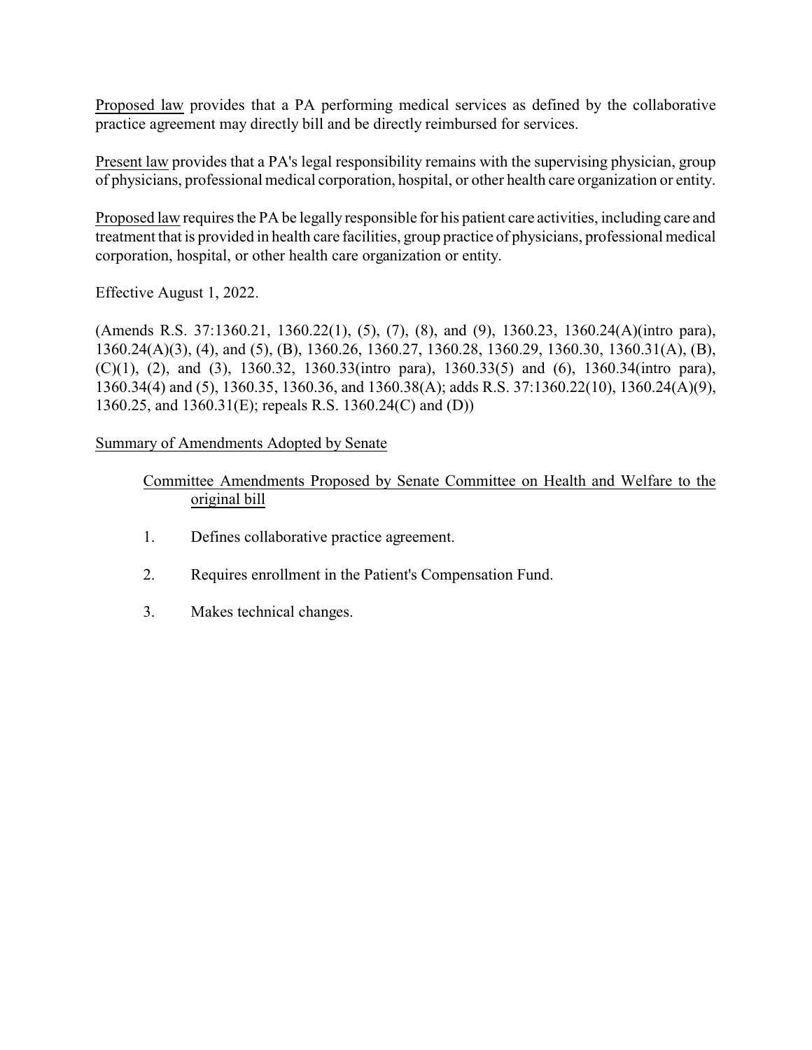Proposed law provides that a PA performing medical services as defined by the collaborative practice agreement may directly bill and be directly reimbursed for services.

Present law provides that a PA's legal responsibility remains with the supervising physician, group of physicians, professional medical corporation, hospital, or other health care organization or entity.

Proposed law requires the PA be legally responsible for his patient care activities, including care and treatment that is provided in health care facilities, group practice of physicians, professional medical corporation, hospital, or other health care organization or entity.

Effective August 1, 2022.

(Amends R.S. 37:1360.21, 1360.22(1), (5), (7), (8), and (9), 1360.23, 1360.24(A)(intro para), 1360.24(A)(3), (4), and (5), (B), 1360.26, 1360.27, 1360.28, 1360.29, 1360.30, 1360.31(A), (B), (C)(1), (2), and (3), 1360.32, 1360.33(intro para), 1360.33(5) and (6), 1360.34(intro para), 1360.34(4) and (5), 1360.35, 1360.36, and 1360.38(A); adds R.S. 37:1360.22(10), 1360.24(A)(9), 1360.25, and 1360.31(E); repeals R.S. 1360.24(C) and (D))

Summary of Amendments Adopted by Senate

Committee Amendments Proposed by Senate Committee on Health and Welfare to the original bill

1. Defines collaborative practice agreement.

2. Requires enrollment in the Patient's Compensation Fund.

3. Makes technical changes.